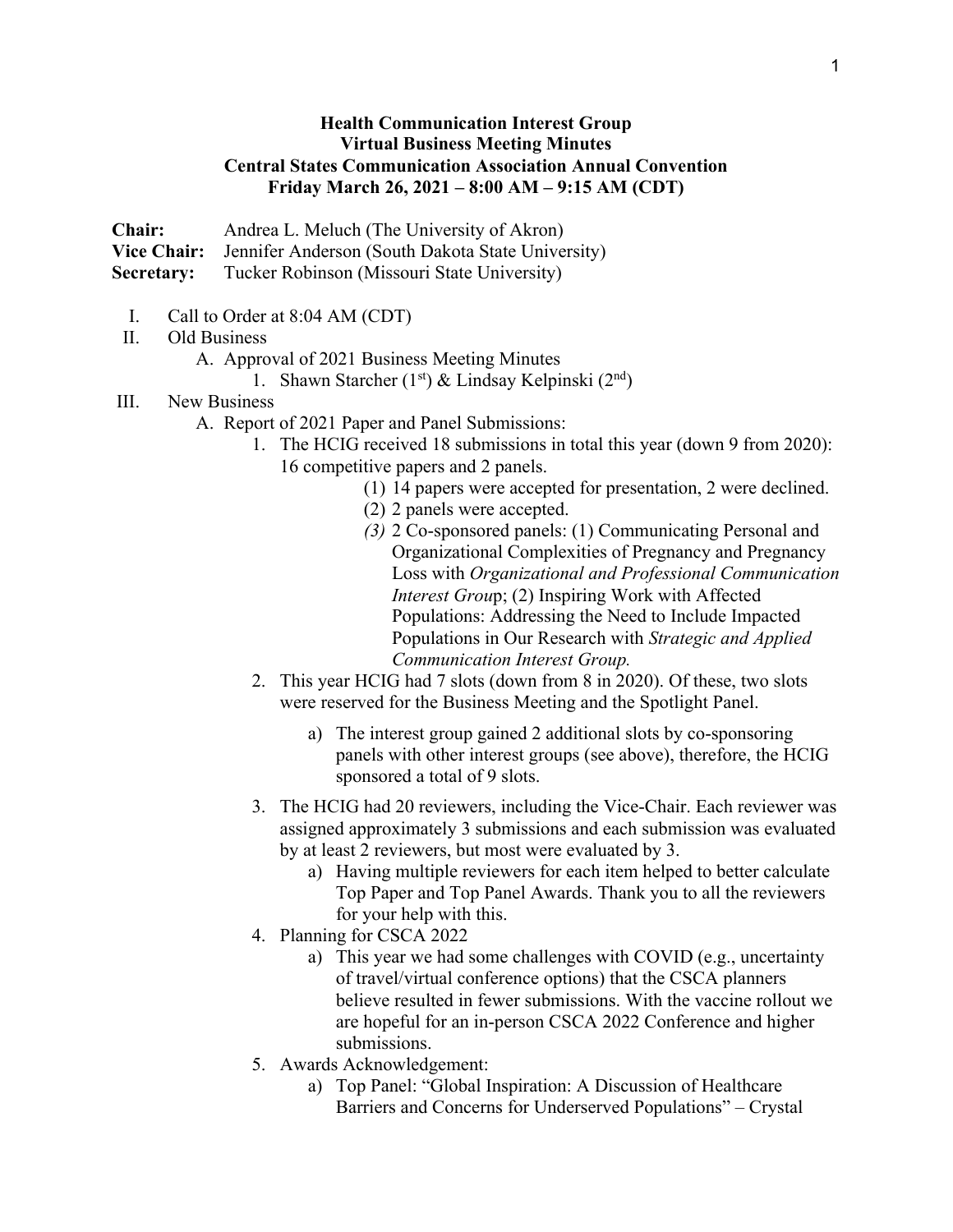**Health Communication Interest Group**
**Virtual Business Meeting Minutes**
**Central States Communication Association Annual Convention**
**Friday March 26, 2021 – 8:00 AM – 9:15 AM (CDT)**

**Chair:** Andrea L. Meluch (The University of Akron)
**Vice Chair:** Jennifer Anderson (South Dakota State University)
**Secretary:** Tucker Robinson (Missouri State University)

I. Call to Order at 8:04 AM (CDT)

II. Old Business

   A. Approval of 2021 Business Meeting Minutes

      1. Shawn Starcher (1st) & Lindsay Kelpinski (2nd)

III. New Business

   A. Report of 2021 Paper and Panel Submissions:

      1. The HCIG received 18 submissions in total this year (down 9 from 2020): 16 competitive papers and 2 panels.

         (1) 14 papers were accepted for presentation, 2 were declined.

         (2) 2 panels were accepted.

         *(3)* 2 Co-sponsored panels: (1) Communicating Personal and Organizational Complexities of Pregnancy and Pregnancy Loss with *Organizational and Professional Communication Interest Grou*p; (2) Inspiring Work with Affected Populations: Addressing the Need to Include Impacted Populations in Our Research with *Strategic and Applied Communication Interest Group.*

      2. This year HCIG had 7 slots (down from 8 in 2020). Of these, two slots were reserved for the Business Meeting and the Spotlight Panel.

         a) The interest group gained 2 additional slots by co-sponsoring panels with other interest groups (see above), therefore, the HCIG sponsored a total of 9 slots.

      3. The HCIG had 20 reviewers, including the Vice-Chair. Each reviewer was assigned approximately 3 submissions and each submission was evaluated by at least 2 reviewers, but most were evaluated by 3.

         a) Having multiple reviewers for each item helped to better calculate Top Paper and Top Panel Awards. Thank you to all the reviewers for your help with this.

      4. Planning for CSCA 2022

         a) This year we had some challenges with COVID (e.g., uncertainty of travel/virtual conference options) that the CSCA planners believe resulted in fewer submissions. With the vaccine rollout we are hopeful for an in-person CSCA 2022 Conference and higher submissions.

      5. Awards Acknowledgement:

         a) Top Panel: "Global Inspiration: A Discussion of Healthcare Barriers and Concerns for Underserved Populations" – Crystal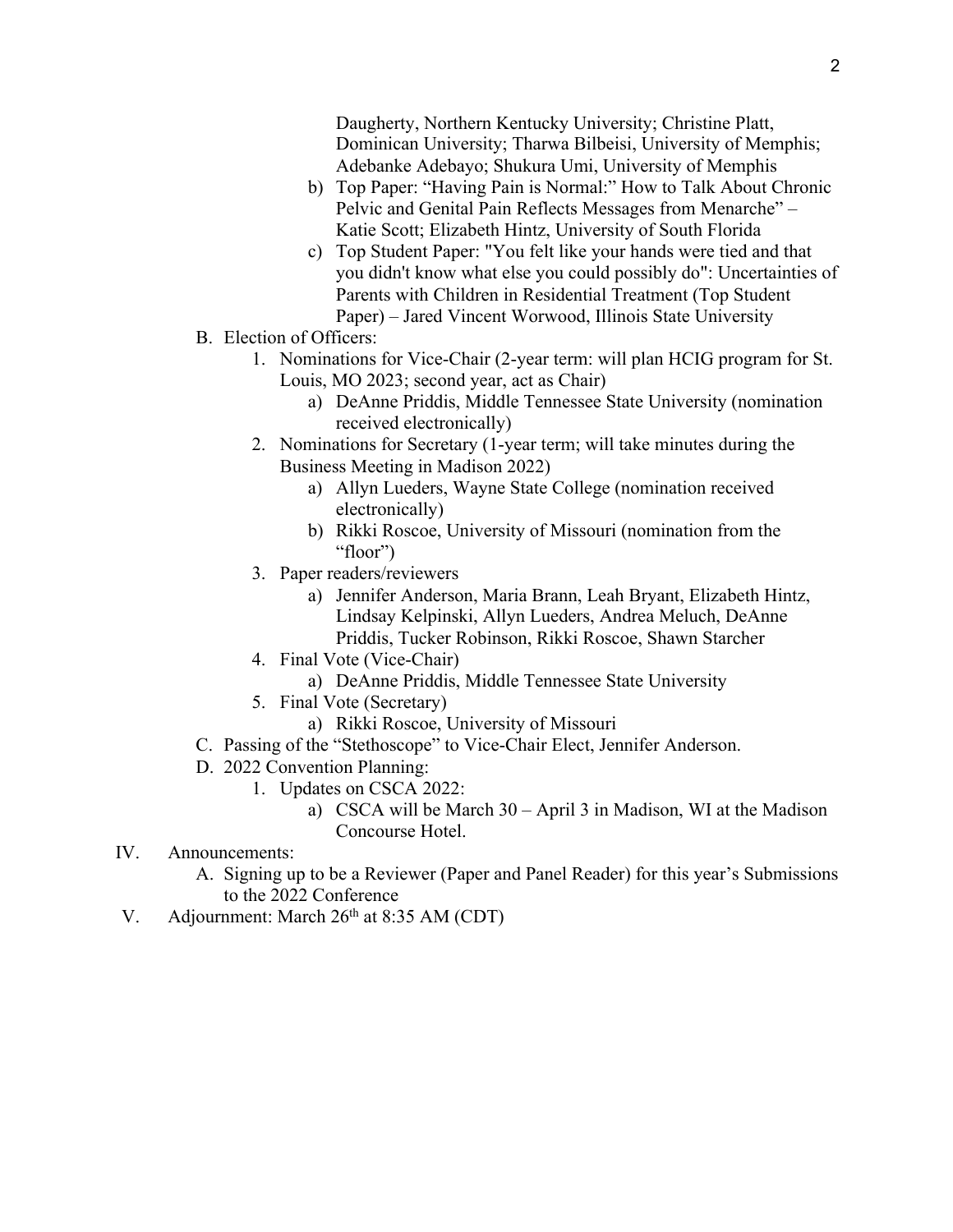Daugherty, Northern Kentucky University; Christine Platt, Dominican University; Tharwa Bilbeisi, University of Memphis; Adebanke Adebayo; Shukura Umi, University of Memphis

  - b) Top Paper: "Having Pain is Normal:" How to Talk About Chronic Pelvic and Genital Pain Reflects Messages from Menarche" – Katie Scott; Elizabeth Hintz, University of South Florida
  - c) Top Student Paper: "You felt like your hands were tied and that you didn't know what else you could possibly do": Uncertainties of Parents with Children in Residential Treatment (Top Student Paper) – Jared Vincent Worwood, Illinois State University

- B. Election of Officers:
  1. Nominations for Vice-Chair (2-year term: will plan HCIG program for St. Louis, MO 2023; second year, act as Chair)
     - a) DeAnne Priddis, Middle Tennessee State University (nomination received electronically)
  2. Nominations for Secretary (1-year term; will take minutes during the Business Meeting in Madison 2022)
     - a) Allyn Lueders, Wayne State College (nomination received electronically)
     - b) Rikki Roscoe, University of Missouri (nomination from the "floor")
  3. Paper readers/reviewers
     - a) Jennifer Anderson, Maria Brann, Leah Bryant, Elizabeth Hintz, Lindsay Kelpinski, Allyn Lueders, Andrea Meluch, DeAnne Priddis, Tucker Robinson, Rikki Roscoe, Shawn Starcher
  4. Final Vote (Vice-Chair)
     - a) DeAnne Priddis, Middle Tennessee State University
  5. Final Vote (Secretary)
     - a) Rikki Roscoe, University of Missouri
- C. Passing of the "Stethoscope" to Vice-Chair Elect, Jennifer Anderson.
- D. 2022 Convention Planning:
  1. Updates on CSCA 2022:
     - a) CSCA will be March 30 – April 3 in Madison, WI at the Madison Concourse Hotel.

IV. Announcements:

- A. Signing up to be a Reviewer (Paper and Panel Reader) for this year's Submissions to the 2022 Conference

V. Adjournment: March 26th at 8:35 AM (CDT)